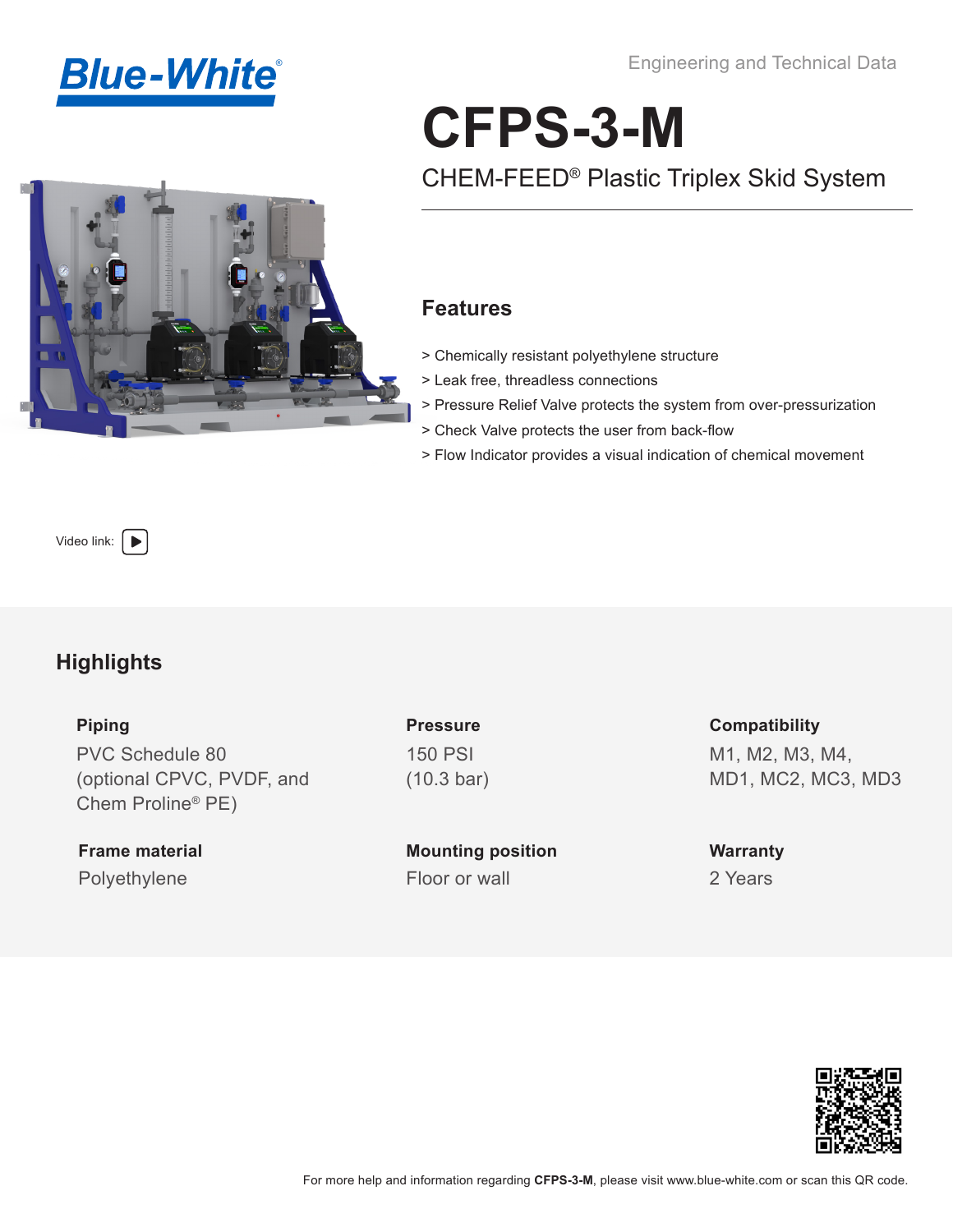Blue-White®

Engineering and Technical Data

# CFPS-3-M

## CHEM-FEED® Plastic Triplex Skid System

### Features

> Chemically resistant polyethylene structure

> Leak free, threadless connections

> Pressure Relief Valve protects the system from over-pressurization

> Check Valve protects the user from back-flow

> Flow Indicator provides a visual indication of chemical movement

Video link:

## Highlights

**Piping**
PVC Schedule 80 (optional CPVC, PVDF, and Chem Proline® PE)

**Pressure**
150 PSI (10.3 bar)

**Compatibility**
M1, M2, M3, M4, MD1, MC2, MC3, MD3

**Frame material**
Polyethylene

**Mounting position**
Floor or wall

**Warranty**
2 Years

For more help and information regarding **CFPS-3-M**, please visit www.blue-white.com or scan this QR code.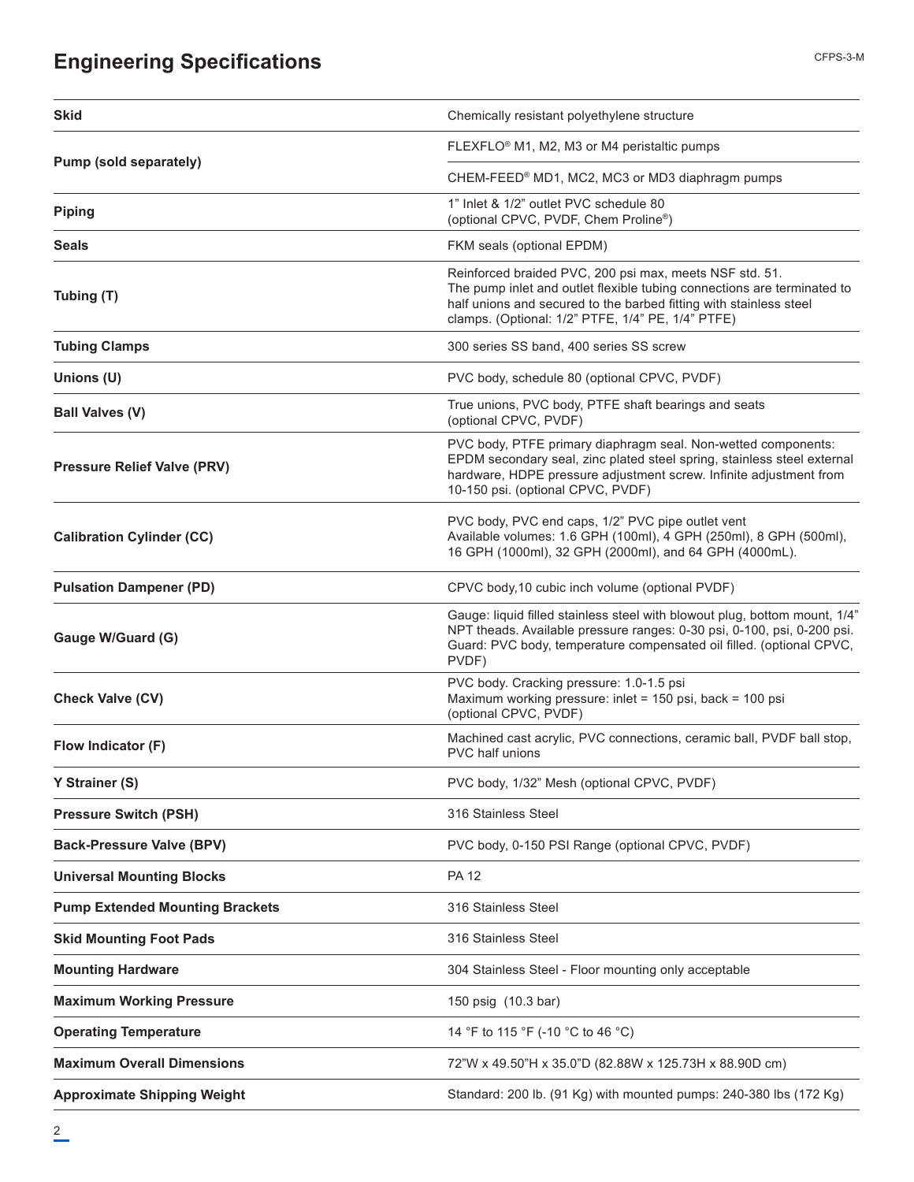# Engineering Specifications

| | |
|---|---|
| **Skid** | Chemically resistant polyethylene structure |
| **Pump (sold separately)** | FLEXFLO® M1, M2, M3 or M4 peristaltic pumps |
| | CHEM-FEED® MD1, MC2, MC3 or MD3 diaphragm pumps |
| **Piping** | 1" Inlet & 1/2" outlet PVC schedule 80 (optional CPVC, PVDF, Chem Proline®) |
| **Seals** | FKM seals (optional EPDM) |
| **Tubing (T)** | Reinforced braided PVC, 200 psi max, meets NSF std. 51. The pump inlet and outlet flexible tubing connections are terminated to half unions and secured to the barbed fitting with stainless steel clamps. (Optional: 1/2" PTFE, 1/4" PE, 1/4" PTFE) |
| **Tubing Clamps** | 300 series SS band, 400 series SS screw |
| **Unions (U)** | PVC body, schedule 80 (optional CPVC, PVDF) |
| **Ball Valves (V)** | True unions, PVC body, PTFE shaft bearings and seats (optional CPVC, PVDF) |
| **Pressure Relief Valve (PRV)** | PVC body, PTFE primary diaphragm seal. Non-wetted components: EPDM secondary seal, zinc plated steel spring, stainless steel external hardware, HDPE pressure adjustment screw. Infinite adjustment from 10-150 psi. (optional CPVC, PVDF) |
| **Calibration Cylinder (CC)** | PVC body, PVC end caps, 1/2" PVC pipe outlet vent Available volumes: 1.6 GPH (100ml), 4 GPH (250ml), 8 GPH (500ml), 16 GPH (1000ml), 32 GPH (2000ml), and 64 GPH (4000mL). |
| **Pulsation Dampener (PD)** | CPVC body,10 cubic inch volume (optional PVDF) |
| **Gauge W/Guard (G)** | Gauge: liquid filled stainless steel with blowout plug, bottom mount, 1/4" NPT theads. Available pressure ranges: 0-30 psi, 0-100, psi, 0-200 psi. Guard: PVC body, temperature compensated oil filled. (optional CPVC, PVDF) |
| **Check Valve (CV)** | PVC body. Cracking pressure: 1.0-1.5 psi Maximum working pressure: inlet = 150 psi, back = 100 psi (optional CPVC, PVDF) |
| **Flow Indicator (F)** | Machined cast acrylic, PVC connections, ceramic ball, PVDF ball stop, PVC half unions |
| **Y Strainer (S)** | PVC body, 1/32" Mesh (optional CPVC, PVDF) |
| **Pressure Switch (PSH)** | 316 Stainless Steel |
| **Back-Pressure Valve (BPV)** | PVC body, 0-150 PSI Range (optional CPVC, PVDF) |
| **Universal Mounting Blocks** | PA 12 |
| **Pump Extended Mounting Brackets** | 316 Stainless Steel |
| **Skid Mounting Foot Pads** | 316 Stainless Steel |
| **Mounting Hardware** | 304 Stainless Steel - Floor mounting only acceptable |
| **Maximum Working Pressure** | 150 psig (10.3 bar) |
| **Operating Temperature** | 14 °F to 115 °F (-10 °C to 46 °C) |
| **Maximum Overall Dimensions** | 72"W x 49.50"H x 35.0"D (82.88W x 125.73H x 88.90D cm) |
| **Approximate Shipping Weight** | Standard: 200 lb. (91 Kg) with mounted pumps: 240-380 lbs (172 Kg) |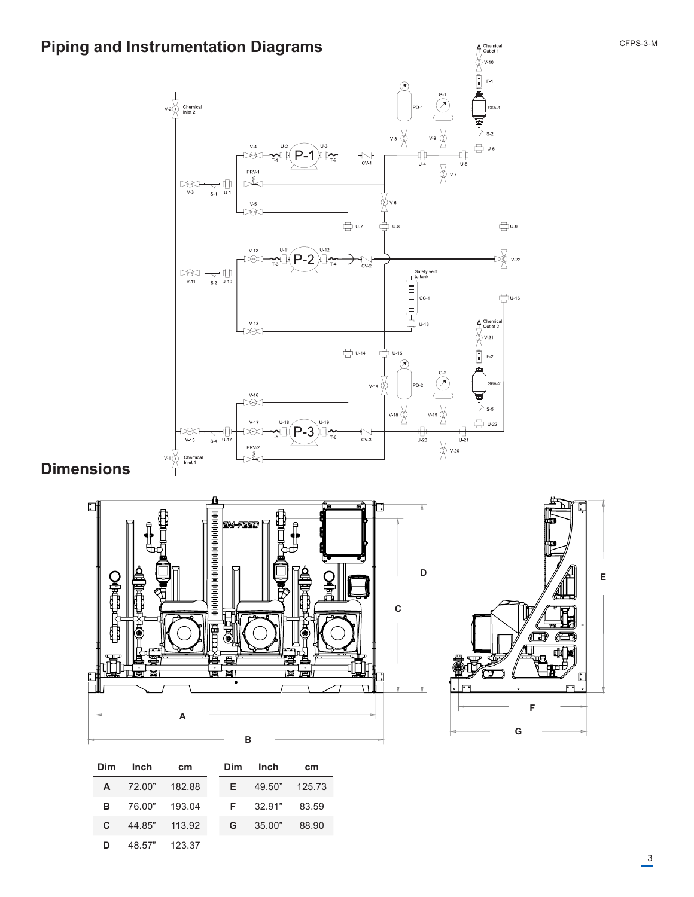## Piping and Instrumentation Diagrams

## Dimensions

| Dim | Inch | cm |
|---|---|---|
| A | 72.00" | 182.88 |
| B | 76.00" | 193.04 |
| C | 44.85" | 113.92 |
| D | 48.57" | 123.37 |

| Dim | Inch | cm |
|---|---|---|
| E | 49.50" | 125.73 |
| F | 32.91" | 83.59 |
| G | 35.00" | 88.90 |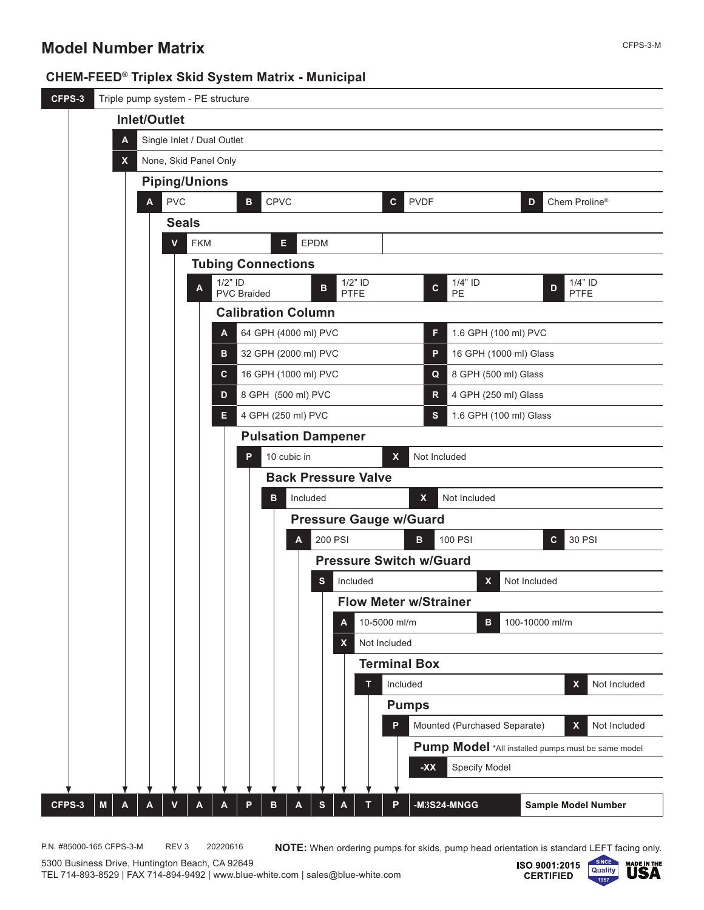# Model Number Matrix

## CHEM-FEED® Triplex Skid System Matrix - Municipal

**CFPS-3** Triple pump system - PE structure

### Inlet/Outlet

| Code | Description |
|---|---|
| A | Single Inlet / Dual Outlet |
| X | None, Skid Panel Only |

### Piping/Unions

| Code | Description |
|---|---|
| A | PVC |
| B | CPVC |
| C | PVDF |
| D | Chem Proline® |

### Seals

| Code | Description |
|---|---|
| V | FKM |
| E | EPDM |

### Tubing Connections

| Code | Description |
|---|---|
| A | 1/2" ID PVC Braided |
| B | 1/2" ID PTFE |
| C | 1/4" ID PE |
| D | 1/4" ID PTFE |

### Calibration Column

| Code | Description | Code | Description |
|---|---|---|---|
| A | 64 GPH (4000 ml) PVC | F | 1.6 GPH (100 ml) PVC |
| B | 32 GPH (2000 ml) PVC | P | 16 GPH (1000 ml) Glass |
| C | 16 GPH (1000 ml) PVC | Q | 8 GPH (500 ml) Glass |
| D | 8 GPH (500 ml) PVC | R | 4 GPH (250 ml) Glass |
| E | 4 GPH (250 ml) PVC | S | 1.6 GPH (100 ml) Glass |

### Pulsation Dampener

| Code | Description |
|---|---|
| P | 10 cubic in |
| X | Not Included |

### Back Pressure Valve

| Code | Description |
|---|---|
| B | Included |
| X | Not Included |

### Pressure Gauge w/Guard

| Code | Description |
|---|---|
| A | 200 PSI |
| B | 100 PSI |
| C | 30 PSI |

### Pressure Switch w/Guard

| Code | Description |
|---|---|
| S | Included |
| X | Not Included |

### Flow Meter w/Strainer

| Code | Description |
|---|---|
| A | 10-5000 ml/m |
| B | 100-10000 ml/m |
| X | Not Included |

### Terminal Box

| Code | Description |
|---|---|
| T | Included |
| X | Not Included |

### Pumps

| Code | Description |
|---|---|
| P | Mounted (Purchased Separate) |
| X | Not Included |

### Pump Model *All installed pumps must be same model

| Code | Description |
|---|---|
| -XX | Specify Model |

**Sample Model Number:** CFPS-3 M A A V A A P B A S A T P -M3S24-MNGG

P.N. #85000-165 CFPS-3-M REV 3 20220616

**NOTE:** When ordering pumps for skids, pump head orientation is standard LEFT facing only.

5300 Business Drive, Huntington Beach, CA 92649
TEL 714-893-8529 | FAX 714-894-9492 | www.blue-white.com | sales@blue-white.com

ISO 9001:2015 CERTIFIED | SINCE 1957 Quality | MADE IN THE USA